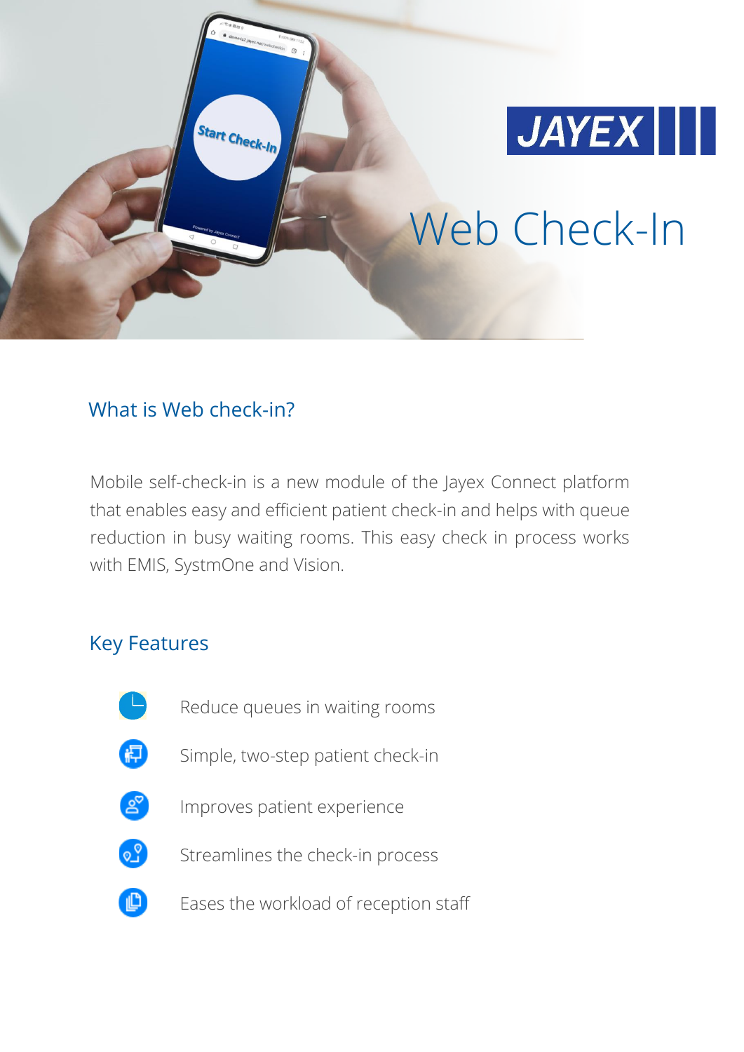JAYEX

# Web Check-In

## What is Web check-in?

Mobile self-check-in is a new module of the Jayex Connect platform that enables easy and efficient patient check-in and helps with queue reduction in busy waiting rooms. This easy check in process works with EMIS, SystmOne and Vision.

## Key Features

- Reduce queues in waiting rooms
- Simple, two-step patient check-in
- Improves patient experience
- Streamlines the check-in process
- Eases the workload of reception staff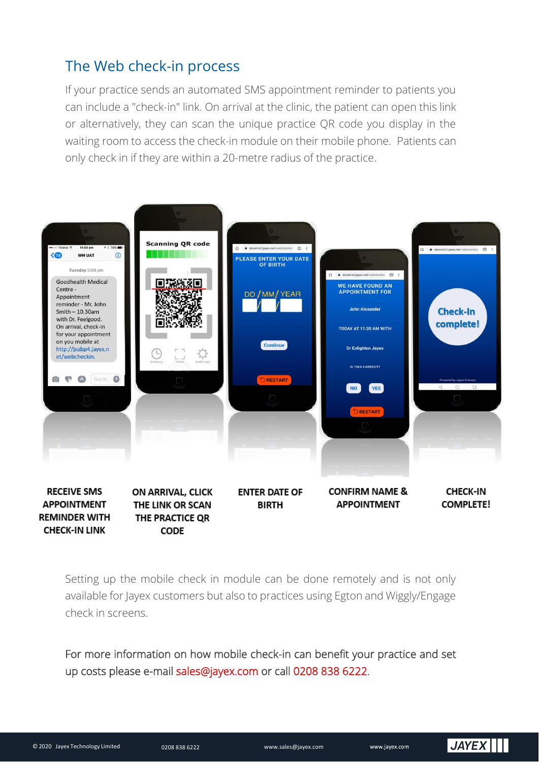## The Web check-in process

If your practice sends an automated SMS appointment reminder to patients you can include a "check-in" link. On arrival at the clinic, the patient can open this link or alternatively, they can scan the unique practice QR code you display in the waiting room to access the check-in module on their mobile phone. Patients can only check in if they are within a 20-metre radius of the practice.

**RECEIVE SMS APPOINTMENT REMINDER WITH CHECK-IN LINK**

**ON ARRIVAL, CLICK THE LINK OR SCAN THE PRACTICE QR CODE**

**ENTER DATE OF BIRTH**

**CONFIRM NAME & APPOINTMENT**

**CHECK-IN COMPLETE!**

Setting up the mobile check in module can be done remotely and is not only available for Jayex customers but also to practices using Egton and Wiggly/Engage check in screens.

For more information on how mobile check-in can benefit your practice and set up costs please e-mail sales@jayex.com or call 0208 838 6222.